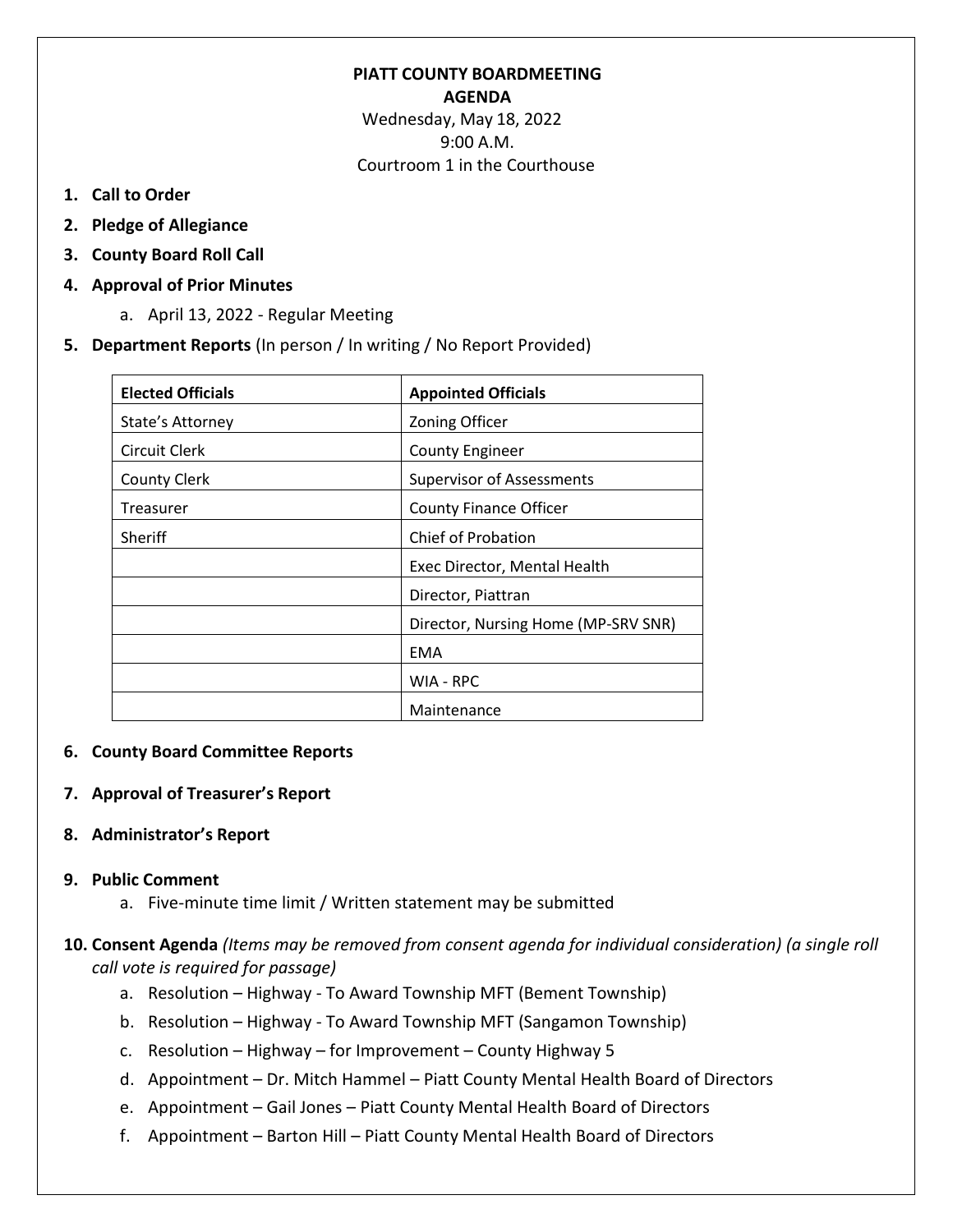# PIATT COUNTY BOARDMEETING

## AGENDA

Wednesday, May 18, 2022
9:00 A.M.
Courtroom 1 in the Courthouse

1. **Call to Order**
2. **Pledge of Allegiance**
3. **County Board Roll Call**
4. **Approval of Prior Minutes**
    a. April 13, 2022 - Regular Meeting
5. **Department Reports** (In person / In writing / No Report Provided)

| Elected Officials | Appointed Officials |
|---|---|
| State's Attorney | Zoning Officer |
| Circuit Clerk | County Engineer |
| County Clerk | Supervisor of Assessments |
| Treasurer | County Finance Officer |
| Sheriff | Chief of Probation |
| | Exec Director, Mental Health |
| | Director, Piattran |
| | Director, Nursing Home (MP-SRV SNR) |
| | EMA |
| | WIA - RPC |
| | Maintenance |

6. **County Board Committee Reports**
7. **Approval of Treasurer's Report**
8. **Administrator's Report**
9. **Public Comment**
    a. Five-minute time limit / Written statement may be submitted
10. **Consent Agenda** *(Items may be removed from consent agenda for individual consideration) (a single roll call vote is required for passage)*
    a. Resolution – Highway - To Award Township MFT (Bement Township)
    b. Resolution – Highway - To Award Township MFT (Sangamon Township)
    c. Resolution – Highway – for Improvement – County Highway 5
    d. Appointment – Dr. Mitch Hammel – Piatt County Mental Health Board of Directors
    e. Appointment – Gail Jones – Piatt County Mental Health Board of Directors
    f. Appointment – Barton Hill – Piatt County Mental Health Board of Directors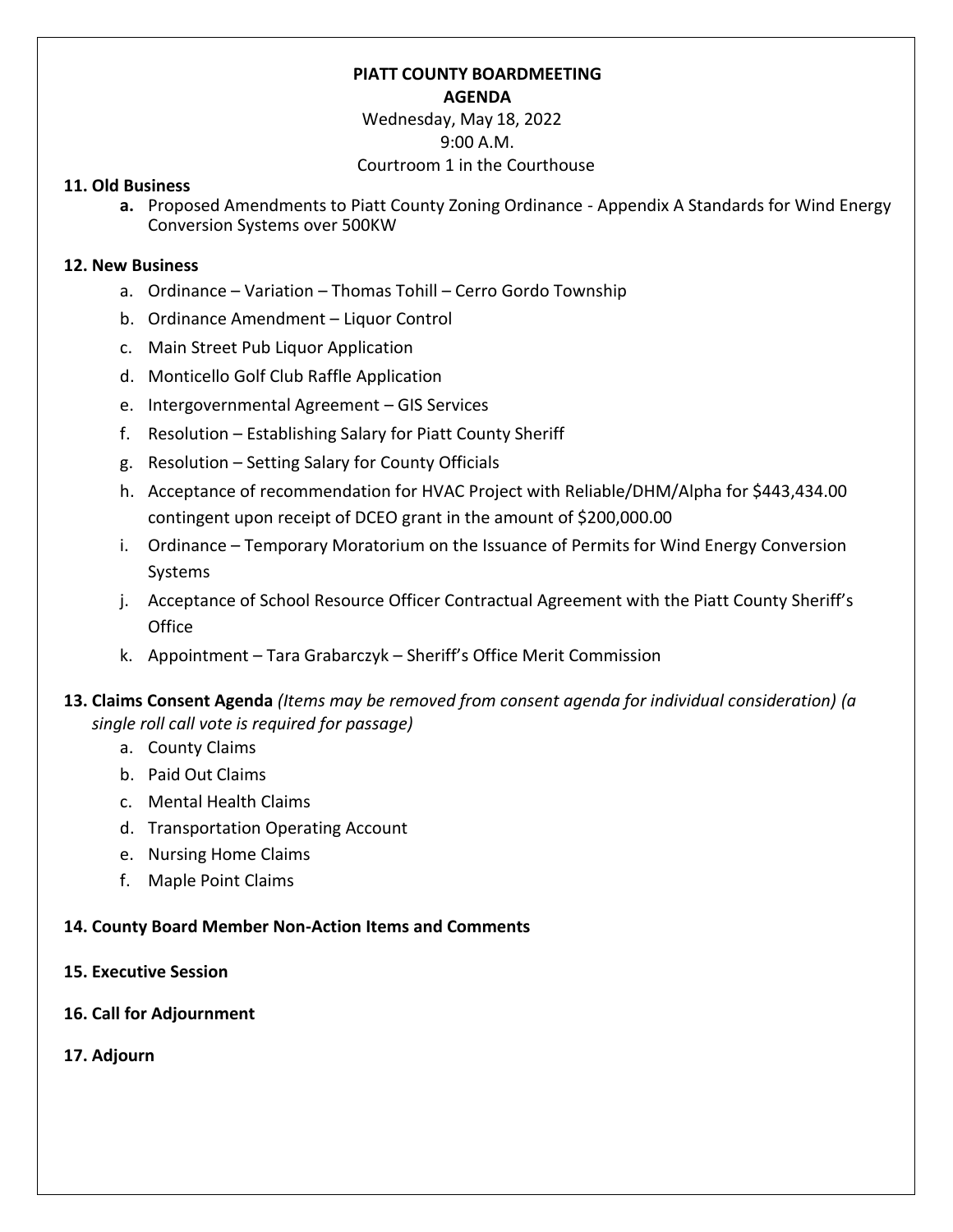**PIATT COUNTY BOARDMEETING**

**AGENDA**

Wednesday, May 18, 2022

9:00 A.M.

Courtroom 1 in the Courthouse

**11. Old Business**

- **a.** Proposed Amendments to Piatt County Zoning Ordinance - Appendix A Standards for Wind Energy Conversion Systems over 500KW

**12. New Business**

- a. Ordinance – Variation – Thomas Tohill – Cerro Gordo Township
- b. Ordinance Amendment – Liquor Control
- c. Main Street Pub Liquor Application
- d. Monticello Golf Club Raffle Application
- e. Intergovernmental Agreement – GIS Services
- f. Resolution – Establishing Salary for Piatt County Sheriff
- g. Resolution – Setting Salary for County Officials
- h. Acceptance of recommendation for HVAC Project with Reliable/DHM/Alpha for $443,434.00 contingent upon receipt of DCEO grant in the amount of $200,000.00
- i. Ordinance – Temporary Moratorium on the Issuance of Permits for Wind Energy Conversion Systems
- j. Acceptance of School Resource Officer Contractual Agreement with the Piatt County Sheriff's Office
- k. Appointment – Tara Grabarczyk – Sheriff's Office Merit Commission

**13. Claims Consent Agenda** *(Items may be removed from consent agenda for individual consideration) (a single roll call vote is required for passage)*

- a. County Claims
- b. Paid Out Claims
- c. Mental Health Claims
- d. Transportation Operating Account
- e. Nursing Home Claims
- f. Maple Point Claims

**14. County Board Member Non-Action Items and Comments**

**15. Executive Session**

**16. Call for Adjournment**

**17. Adjourn**